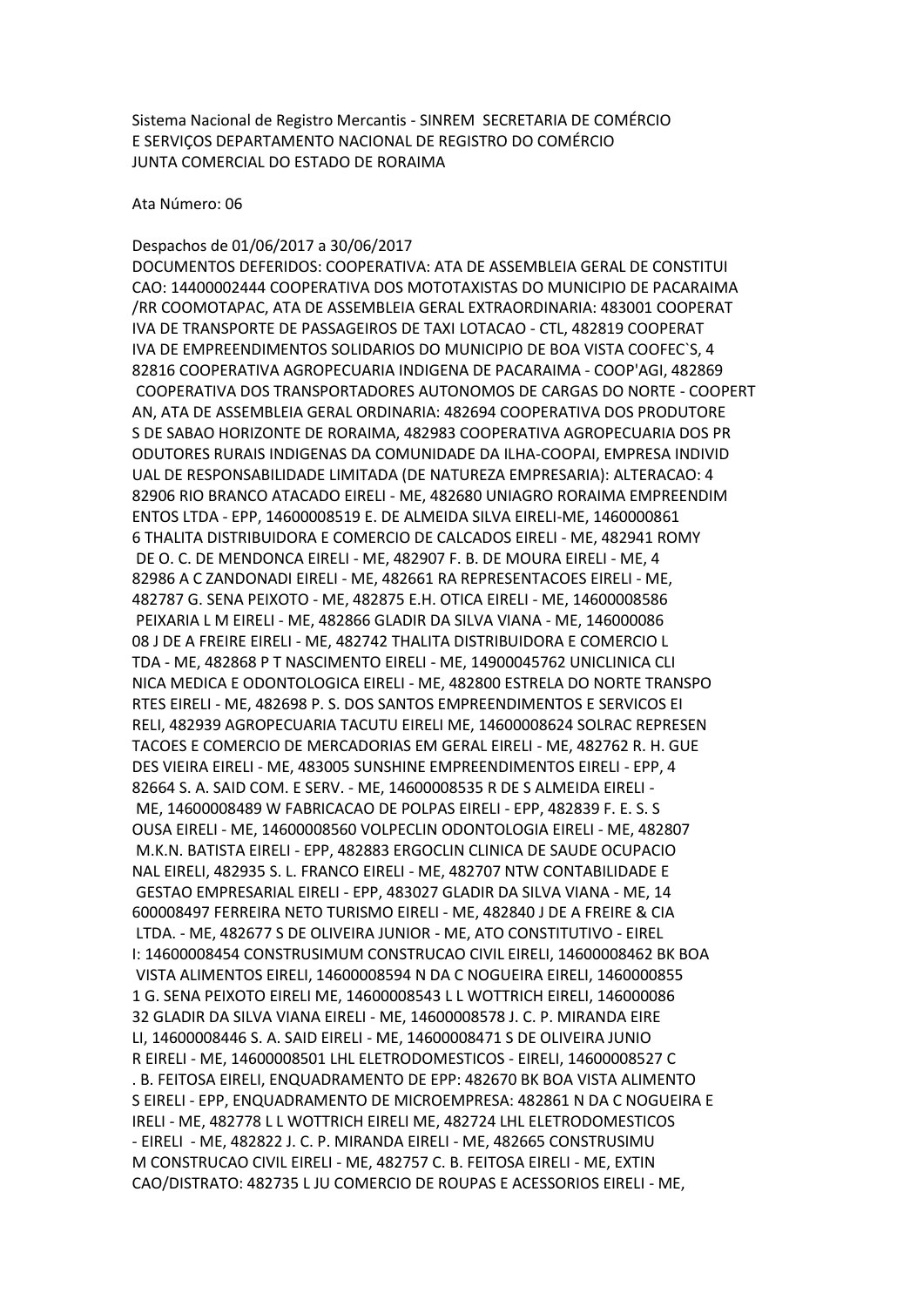Sistema Nacional de Registro Mercantis - SINREM SECRETARIA DE COMÉRCIO E SERVIÇOS DEPARTAMENTO NACIONAL DE REGISTRO DO COMÉRCIO JUNTA COMERCIAL DO ESTADO DE RORAIMA

Ata Número: 06

Despachos de 01/06/2017 a 30/06/2017

DOCUMENTOS DEFERIDOS: COOPERATIVA: ATA DE ASSEMBLEIA GERAL DE CONSTITUI CAO: 14400002444 COOPERATIVA DOS MOTOTAXISTAS DO MUNICIPIO DE PACARAIMA /RR COOMOTAPAC, ATA DE ASSEMBLEIA GERAL EXTRAORDINARIA: 483001 COOPERAT IVA DE TRANSPORTE DE PASSAGEIROS DE TAXI LOTACAO - CTL, 482819 COOPERAT IVA DE EMPREENDIMENTOS SOLIDARIOS DO MUNICIPIO DE BOA VISTA COOFEC`S, 4 82816 COOPERATIVA AGROPECUARIA INDIGENA DE PACARAIMA - COOP'AGI, 482869 COOPERATIVA DOS TRANSPORTADORES AUTONOMOS DE CARGAS DO NORTE - COOPERT AN, ATA DE ASSEMBLEIA GERAL ORDINARIA: 482694 COOPERATIVA DOS PRODUTORE S DE SABAO HORIZONTE DE RORAIMA, 482983 COOPERATIVA AGROPECUARIA DOS PR ODUTORES RURAIS INDIGENAS DA COMUNIDADE DA ILHA-COOPAI, EMPRESA INDIVID UAL DE RESPONSABILIDADE LIMITADA (DE NATUREZA EMPRESARIA): ALTERACAO: 4 82906 RIO BRANCO ATACADO EIRELI - ME, 482680 UNIAGRO RORAIMA EMPREENDIM ENTOS LTDA - EPP, 14600008519 E. DE ALMEIDA SILVA EIRELI-ME, 1460000861 6 THALITA DISTRIBUIDORA E COMERCIO DE CALCADOS EIRELI - ME, 482941 ROMY DE O. C. DE MENDONCA EIRELI - ME, 482907 F. B. DE MOURA EIRELI - ME, 4 82986 A C ZANDONADI EIRELI - ME, 482661 RA REPRESENTACOES EIRELI - ME, 482787 G. SENA PEIXOTO - ME, 482875 E.H. OTICA EIRELI - ME, 14600008586 PEIXARIA L M EIRELI - ME, 482866 GLADIR DA SILVA VIANA - ME, 146000086 08 J DE A FREIRE EIRELI - ME, 482742 THALITA DISTRIBUIDORA E COMERCIO L TDA - ME, 482868 P T NASCIMENTO EIRELI - ME, 14900045762 UNICLINICA CLI NICA MEDICA E ODONTOLOGICA EIRELI - ME, 482800 ESTRELA DO NORTE TRANSPO RTES EIRELI - ME, 482698 P. S. DOS SANTOS EMPREENDIMENTOS E SERVICOS EI RELI, 482939 AGROPECUARIA TACUTU EIRELI ME, 14600008624 SOLRAC REPRESEN TACOES E COMERCIO DE MERCADORIAS EM GERAL EIRELI - ME, 482762 R. H. GUE DES VIEIRA EIRELI - ME, 483005 SUNSHINE EMPREENDIMENTOS EIRELI - EPP, 4 82664 S. A. SAID COM. E SERV. - ME, 14600008535 R DE S ALMEIDA EIRELI - ME, 14600008489 W FABRICACAO DE POLPAS EIRELI - EPP, 482839 F. E. S. S OUSA EIRELI - ME, 14600008560 VOLPECLIN ODONTOLOGIA EIRELI - ME, 482807 M.K.N. BATISTA EIRELI - EPP, 482883 ERGOCLIN CLINICA DE SAUDE OCUPACIO NAL EIRELI, 482935 S. L. FRANCO EIRELI - ME, 482707 NTW CONTABILIDADE E GESTAO EMPRESARIAL EIRELI - EPP, 483027 GLADIR DA SILVA VIANA - ME, 14 600008497 FERREIRA NETO TURISMO EIRELI - ME, 482840 J DE A FREIRE & CIA LTDA. - ME, 482677 S DE OLIVEIRA JUNIOR - ME, ATO CONSTITUTIVO - EIREL I: 14600008454 CONSTRUSIMUM CONSTRUCAO CIVIL EIRELI, 14600008462 BK BOA VISTA ALIMENTOS EIRELI, 14600008594 N DA C NOGUEIRA EIRELI, 1460000855 1 G. SENA PEIXOTO EIRELI ME, 14600008543 L L WOTTRICH EIRELI, 146000086 32 GLADIR DA SILVA VIANA EIRELI - ME, 14600008578 J. C. P. MIRANDA EIRE LI, 14600008446 S. A. SAID EIRELI - ME, 14600008471 S DE OLIVEIRA JUNIO R EIRELI - ME, 14600008501 LHL ELETRODOMESTICOS - EIRELI, 14600008527 C . B. FEITOSA EIRELI, ENQUADRAMENTO DE EPP: 482670 BK BOA VISTA ALIMENTO S EIRELI - EPP, ENQUADRAMENTO DE MICROEMPRESA: 482861 N DA C NOGUEIRA E IRELI - ME, 482778 L L WOTTRICH EIRELI ME, 482724 LHL ELETRODOMESTICOS - EIRELI - ME, 482822 J. C. P. MIRANDA EIRELI - ME, 482665 CONSTRUSIMU M CONSTRUCAO CIVIL EIRELI - ME, 482757 C. B. FEITOSA EIRELI - ME, EXTIN CAO/DISTRATO: 482735 L JU COMERCIO DE ROUPAS E ACESSORIOS EIRELI - ME,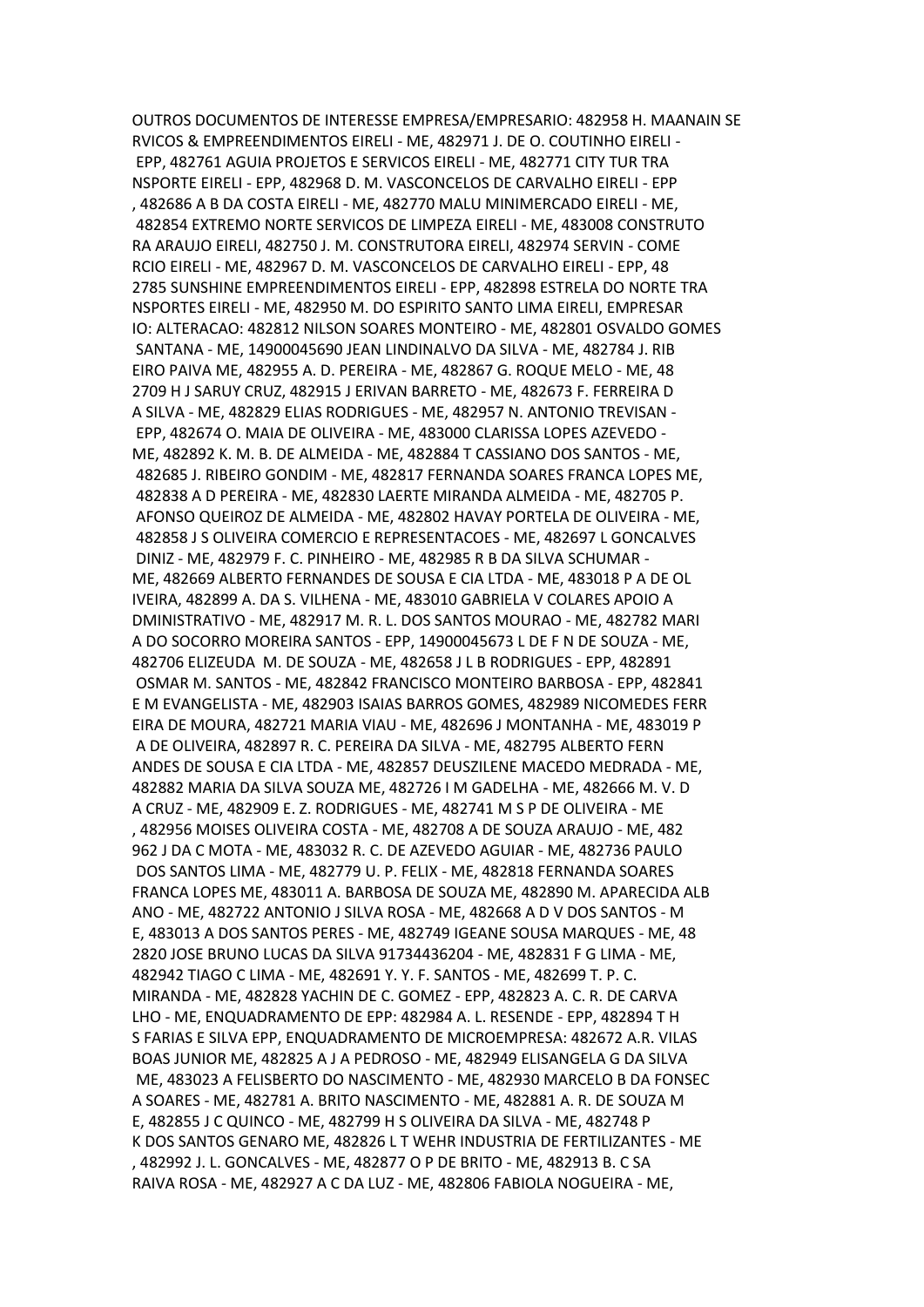OUTROS DOCUMENTOS DE INTERESSE EMPRESA/EMPRESARIO: 482958 H. MAANAIN SE RVICOS & EMPREENDIMENTOS EIRELI - ME, 482971 J. DE O. COUTINHO EIRELI - EPP, 482761 AGUIA PROJETOS E SERVICOS EIRELI - ME, 482771 CITY TUR TRA NSPORTE EIRELI - EPP, 482968 D. M. VASCONCELOS DE CARVALHO EIRELI - EPP , 482686 A B DA COSTA EIRELI - ME, 482770 MALU MINIMERCADO EIRELI - ME, 482854 EXTREMO NORTE SERVICOS DE LIMPEZA EIRELI - ME, 483008 CONSTRUTO RA ARAUJO EIRELI, 482750 J. M. CONSTRUTORA EIRELI, 482974 SERVIN - COME RCIO EIRELI - ME, 482967 D. M. VASCONCELOS DE CARVALHO EIRELI - EPP, 48 2785 SUNSHINE EMPREENDIMENTOS EIRELI - EPP, 482898 ESTRELA DO NORTE TRA NSPORTES EIRELI - ME, 482950 M. DO ESPIRITO SANTO LIMA EIRELI, EMPRESAR IO: ALTERACAO: 482812 NILSON SOARES MONTEIRO - ME, 482801 OSVALDO GOMES SANTANA - ME, 14900045690 JEAN LINDINALVO DA SILVA - ME, 482784 J. RIB EIRO PAIVA ME, 482955 A. D. PEREIRA - ME, 482867 G. ROQUE MELO - ME, 48 2709 H J SARUY CRUZ, 482915 J ERIVAN BARRETO - ME, 482673 F. FERREIRA D A SILVA - ME, 482829 ELIAS RODRIGUES - ME, 482957 N. ANTONIO TREVISAN - EPP, 482674 O. MAIA DE OLIVEIRA - ME, 483000 CLARISSA LOPES AZEVEDO - ME, 482892 K. M. B. DE ALMEIDA - ME, 482884 T CASSIANO DOS SANTOS - ME, 482685 J. RIBEIRO GONDIM - ME, 482817 FERNANDA SOARES FRANCA LOPES ME, 482838 A D PEREIRA - ME, 482830 LAERTE MIRANDA ALMEIDA - ME, 482705 P. AFONSO QUEIROZ DE ALMEIDA - ME, 482802 HAVAY PORTELA DE OLIVEIRA - ME, 482858 J S OLIVEIRA COMERCIO E REPRESENTACOES - ME, 482697 L GONCALVES DINIZ - ME, 482979 F. C. PINHEIRO - ME, 482985 R B DA SILVA SCHUMAR - ME, 482669 ALBERTO FERNANDES DE SOUSA E CIA LTDA - ME, 483018 P A DE OL IVEIRA, 482899 A. DA S. VILHENA - ME, 483010 GABRIELA V COLARES APOIO A DMINISTRATIVO - ME, 482917 M. R. L. DOS SANTOS MOURAO - ME, 482782 MARI A DO SOCORRO MOREIRA SANTOS - EPP, 14900045673 L DE F N DE SOUZA - ME, 482706 ELIZEUDA M. DE SOUZA - ME, 482658 J L B RODRIGUES - EPP, 482891 OSMAR M. SANTOS - ME, 482842 FRANCISCO MONTEIRO BARBOSA - EPP, 482841 E M EVANGELISTA - ME, 482903 ISAIAS BARROS GOMES, 482989 NICOMEDES FERR EIRA DE MOURA, 482721 MARIA VIAU - ME, 482696 J MONTANHA - ME, 483019 P A DE OLIVEIRA, 482897 R. C. PEREIRA DA SILVA - ME, 482795 ALBERTO FERN ANDES DE SOUSA E CIA LTDA - ME, 482857 DEUSZILENE MACEDO MEDRADA - ME, 482882 MARIA DA SILVA SOUZA ME, 482726 I M GADELHA - ME, 482666 M. V. D A CRUZ - ME, 482909 E. Z. RODRIGUES - ME, 482741 M S P DE OLIVEIRA - ME , 482956 MOISES OLIVEIRA COSTA - ME, 482708 A DE SOUZA ARAUJO - ME, 482 962 J DA C MOTA - ME, 483032 R. C. DE AZEVEDO AGUIAR - ME, 482736 PAULO DOS SANTOS LIMA - ME, 482779 U. P. FELIX - ME, 482818 FERNANDA SOARES FRANCA LOPES ME, 483011 A. BARBOSA DE SOUZA ME, 482890 M. APARECIDA ALB ANO - ME, 482722 ANTONIO J SILVA ROSA - ME, 482668 A D V DOS SANTOS - M E, 483013 A DOS SANTOS PERES - ME, 482749 IGEANE SOUSA MARQUES - ME, 48 2820 JOSE BRUNO LUCAS DA SILVA 91734436204 - ME, 482831 F G LIMA - ME, 482942 TIAGO C LIMA - ME, 482691 Y. Y. F. SANTOS - ME, 482699 T. P. C. MIRANDA - ME, 482828 YACHIN DE C. GOMEZ - EPP, 482823 A. C. R. DE CARVA LHO - ME, ENQUADRAMENTO DE EPP: 482984 A. L. RESENDE - EPP, 482894 T H S FARIAS E SILVA EPP, ENQUADRAMENTO DE MICROEMPRESA: 482672 A.R. VILAS BOAS JUNIOR ME, 482825 A J A PEDROSO - ME, 482949 ELISANGELA G DA SILVA ME, 483023 A FELISBERTO DO NASCIMENTO - ME, 482930 MARCELO B DA FONSEC A SOARES - ME, 482781 A. BRITO NASCIMENTO - ME, 482881 A. R. DE SOUZA M E, 482855 J C QUINCO - ME, 482799 H S OLIVEIRA DA SILVA - ME, 482748 P K DOS SANTOS GENARO ME, 482826 L T WEHR INDUSTRIA DE FERTILIZANTES - ME , 482992 J. L. GONCALVES - ME, 482877 O P DE BRITO - ME, 482913 B. C SA RAIVA ROSA - ME, 482927 A C DA LUZ - ME, 482806 FABIOLA NOGUEIRA - ME,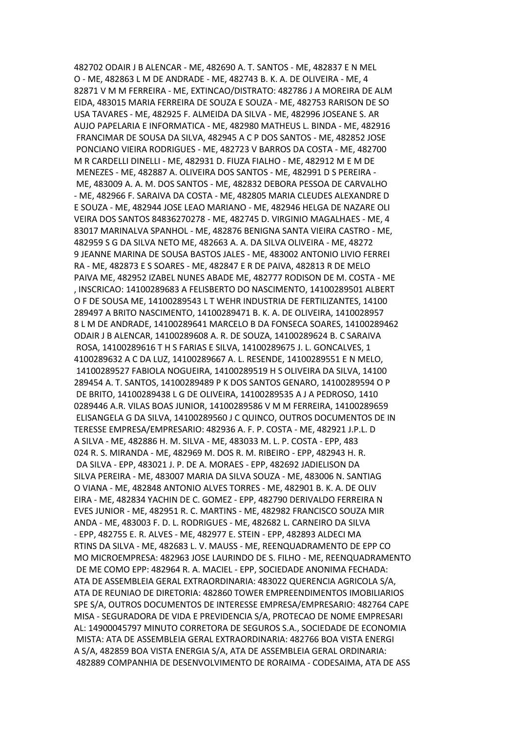482702 ODAIR J B ALENCAR - ME, 482690 A. T. SANTOS - ME, 482837 E N MEL O - ME, 482863 L M DE ANDRADE - ME, 482743 B. K. A. DE OLIVEIRA - ME, 4 82871 V M M FERREIRA - ME, EXTINCAO/DISTRATO: 482786 J A MOREIRA DE ALM EIDA, 483015 MARIA FERREIRA DE SOUZA E SOUZA - ME, 482753 RARISON DE SO USA TAVARES - ME, 482925 F. ALMEIDA DA SILVA - ME, 482996 JOSEANE S. AR AUJO PAPELARIA E INFORMATICA - ME, 482980 MATHEUS L. BINDA - ME, 482916 FRANCIMAR DE SOUSA DA SILVA, 482945 A C P DOS SANTOS - ME, 482852 JOSE PONCIANO VIEIRA RODRIGUES - ME, 482723 V BARROS DA COSTA - ME, 482700 M R CARDELLI DINELLI - ME, 482931 D. FIUZA FIALHO - ME, 482912 M E M DE MENEZES - ME, 482887 A. OLIVEIRA DOS SANTOS - ME, 482991 D S PEREIRA - ME, 483009 A. A. M. DOS SANTOS - ME, 482832 DEBORA PESSOA DE CARVALHO - ME, 482966 F. SARAIVA DA COSTA - ME, 482805 MARIA CLEUDES ALEXANDRE D E SOUZA - ME, 482944 JOSE LEAO MARIANO - ME, 482946 HELGA DE NAZARE OLI VEIRA DOS SANTOS 84836270278 - ME, 482745 D. VIRGINIO MAGALHAES - ME, 4 83017 MARINALVA SPANHOL - ME, 482876 BENIGNA SANTA VIEIRA CASTRO - ME, 482959 S G DA SILVA NETO ME, 482663 A. A. DA SILVA OLIVEIRA - ME, 48272 9 JEANNE MARINA DE SOUSA BASTOS JALES - ME, 483002 ANTONIO LIVIO FERREI RA - ME, 482873 E S SOARES - ME, 482847 E R DE PAIVA, 482813 R DE MELO PAIVA ME, 482952 IZABEL NUNES ABADE ME, 482777 RODISON DE M. COSTA - ME , INSCRICAO: 14100289683 A FELISBERTO DO NASCIMENTO, 14100289501 ALBERT O F DE SOUSA ME, 14100289543 L T WEHR INDUSTRIA DE FERTILIZANTES, 14100 289497 A BRITO NASCIMENTO, 14100289471 B. K. A. DE OLIVEIRA, 1410028957 8 L M DE ANDRADE, 14100289641 MARCELO B DA FONSECA SOARES, 14100289462 ODAIR J B ALENCAR, 14100289608 A. R. DE SOUZA, 14100289624 B. C SARAIVA ROSA, 14100289616 T H S FARIAS E SILVA, 14100289675 J. L. GONCALVES, 1 4100289632 A C DA LUZ, 14100289667 A. L. RESENDE, 14100289551 E N MELO, 14100289527 FABIOLA NOGUEIRA, 14100289519 H S OLIVEIRA DA SILVA, 14100 289454 A. T. SANTOS, 14100289489 P K DOS SANTOS GENARO, 14100289594 O P DE BRITO, 14100289438 L G DE OLIVEIRA, 14100289535 A J A PEDROSO, 1410 0289446 A.R. VILAS BOAS JUNIOR, 14100289586 V M M FERREIRA, 14100289659 ELISANGELA G DA SILVA, 14100289560 J C QUINCO, OUTROS DOCUMENTOS DE IN TERESSE EMPRESA/EMPRESARIO: 482936 A. F. P. COSTA - ME, 482921 J.P.L. D A SILVA - ME, 482886 H. M. SILVA - ME, 483033 M. L. P. COSTA - EPP, 483 024 R. S. MIRANDA - ME, 482969 M. DOS R. M. RIBEIRO - EPP, 482943 H. R. DA SILVA - EPP, 483021 J. P. DE A. MORAES - EPP, 482692 JADIELISON DA SILVA PEREIRA - ME, 483007 MARIA DA SILVA SOUZA - ME, 483006 N. SANTIAG O VIANA - ME, 482848 ANTONIO ALVES TORRES - ME, 482901 B. K. A. DE OLIV EIRA - ME, 482834 YACHIN DE C. GOMEZ - EPP, 482790 DERIVALDO FERREIRA N EVES JUNIOR - ME, 482951 R. C. MARTINS - ME, 482982 FRANCISCO SOUZA MIR ANDA - ME, 483003 F. D. L. RODRIGUES - ME, 482682 L. CARNEIRO DA SILVA - EPP, 482755 E. R. ALVES - ME, 482977 E. STEIN - EPP, 482893 ALDECI MA RTINS DA SILVA - ME, 482683 L. V. MAUSS - ME, REENQUADRAMENTO DE EPP CO MO MICROEMPRESA: 482963 JOSE LAURINDO DE S. FILHO - ME, REENQUADRAMENTO DE ME COMO EPP: 482964 R. A. MACIEL - EPP, SOCIEDADE ANONIMA FECHADA: ATA DE ASSEMBLEIA GERAL EXTRAORDINARIA: 483022 QUERENCIA AGRICOLA S/A, ATA DE REUNIAO DE DIRETORIA: 482860 TOWER EMPREENDIMENTOS IMOBILIARIOS SPE S/A, OUTROS DOCUMENTOS DE INTERESSE EMPRESA/EMPRESARIO: 482764 CAPE MISA - SEGURADORA DE VIDA E PREVIDENCIA S/A, PROTECAO DE NOME EMPRESARI AL: 14900045797 MINUTO CORRETORA DE SEGUROS S.A., SOCIEDADE DE ECONOMIA MISTA: ATA DE ASSEMBLEIA GERAL EXTRAORDINARIA: 482766 BOA VISTA ENERGI A S/A, 482859 BOA VISTA ENERGIA S/A, ATA DE ASSEMBLEIA GERAL ORDINARIA: 482889 COMPANHIA DE DESENVOLVIMENTO DE RORAIMA - CODESAIMA, ATA DE ASS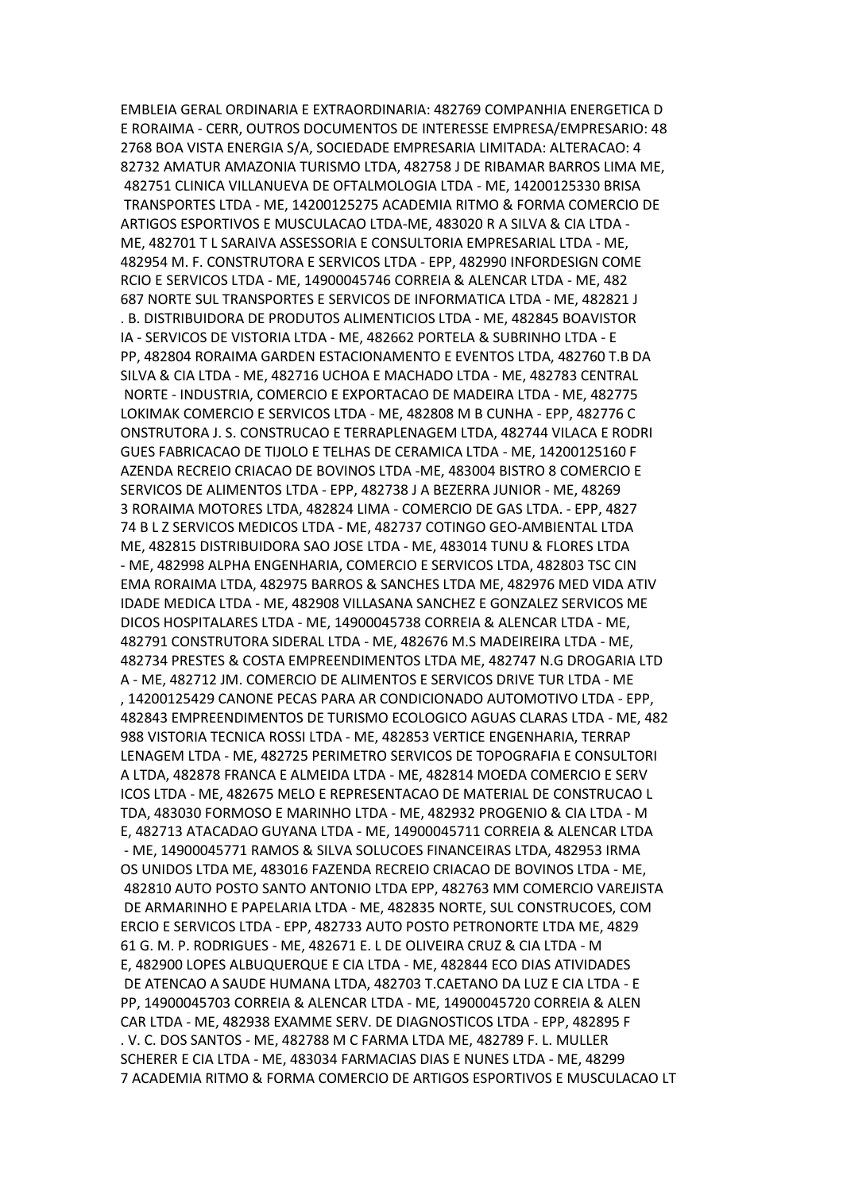EMBLEIA GERAL ORDINARIA E EXTRAORDINARIA: 482769 COMPANHIA ENERGETICA D
E RORAIMA - CERR, OUTROS DOCUMENTOS DE INTERESSE EMPRESA/EMPRESARIO: 48
2768 BOA VISTA ENERGIA S/A, SOCIEDADE EMPRESARIA LIMITADA: ALTERACAO: 4
82732 AMATUR AMAZONIA TURISMO LTDA, 482758 J DE RIBAMAR BARROS LIMA ME,
482751 CLINICA VILLANUEVA DE OFTALMOLOGIA LTDA - ME, 14200125330 BRISA
TRANSPORTES LTDA - ME, 14200125275 ACADEMIA RITMO & FORMA COMERCIO DE
ARTIGOS ESPORTIVOS E MUSCULACAO LTDA-ME, 483020 R A SILVA & CIA LTDA -
ME, 482701 T L SARAIVA ASSESSORIA E CONSULTORIA EMPRESARIAL LTDA - ME,
482954 M. F. CONSTRUTORA E SERVICOS LTDA - EPP, 482990 INFORDESIGN COME
RCIO E SERVICOS LTDA - ME, 14900045746 CORREIA & ALENCAR LTDA - ME, 482
687 NORTE SUL TRANSPORTES E SERVICOS DE INFORMATICA LTDA - ME, 482821 J
. B. DISTRIBUIDORA DE PRODUTOS ALIMENTICIOS LTDA - ME, 482845 BOAVISTOR
IA - SERVICOS DE VISTORIA LTDA - ME, 482662 PORTELA & SUBRINHO LTDA - E
PP, 482804 RORAIMA GARDEN ESTACIONAMENTO E EVENTOS LTDA, 482760 T.B DA
SILVA & CIA LTDA - ME, 482716 UCHOA E MACHADO LTDA - ME, 482783 CENTRAL
NORTE - INDUSTRIA, COMERCIO E EXPORTACAO DE MADEIRA LTDA - ME, 482775
LOKIMAK COMERCIO E SERVICOS LTDA - ME, 482808 M B CUNHA - EPP, 482776 C
ONSTRUTORA J. S. CONSTRUCAO E TERRAPLENAGEM LTDA, 482744 VILACA E RODRI
GUES FABRICACAO DE TIJOLO E TELHAS DE CERAMICA LTDA - ME, 14200125160 F
AZENDA RECREIO CRIACAO DE BOVINOS LTDA -ME, 483004 BISTRO 8 COMERCIO E
SERVICOS DE ALIMENTOS LTDA - EPP, 482738 J A BEZERRA JUNIOR - ME, 48269
3 RORAIMA MOTORES LTDA, 482824 LIMA - COMERCIO DE GAS LTDA. - EPP, 4827
74 B L Z SERVICOS MEDICOS LTDA - ME, 482737 COTINGO GEO-AMBIENTAL LTDA
ME, 482815 DISTRIBUIDORA SAO JOSE LTDA - ME, 483014 TUNU & FLORES LTDA
- ME, 482998 ALPHA ENGENHARIA, COMERCIO E SERVICOS LTDA, 482803 TSC CIN
EMA RORAIMA LTDA, 482975 BARROS & SANCHES LTDA ME, 482976 MED VIDA ATIV
IDADE MEDICA LTDA - ME, 482908 VILLASANA SANCHEZ E GONZALEZ SERVICOS ME
DICOS HOSPITALARES LTDA - ME, 14900045738 CORREIA & ALENCAR LTDA - ME,
482791 CONSTRUTORA SIDERAL LTDA - ME, 482676 M.S MADEIREIRA LTDA - ME,
482734 PRESTES & COSTA EMPREENDIMENTOS LTDA ME, 482747 N.G DROGARIA LTD
A - ME, 482712 JM. COMERCIO DE ALIMENTOS E SERVICOS DRIVE TUR LTDA - ME
, 14200125429 CANONE PECAS PARA AR CONDICIONADO AUTOMOTIVO LTDA - EPP,
482843 EMPREENDIMENTOS DE TURISMO ECOLOGICO AGUAS CLARAS LTDA - ME, 482
988 VISTORIA TECNICA ROSSI LTDA - ME, 482853 VERTICE ENGENHARIA, TERRAP
LENAGEM LTDA - ME, 482725 PERIMETRO SERVICOS DE TOPOGRAFIA E CONSULTORI
A LTDA, 482878 FRANCA E ALMEIDA LTDA - ME, 482814 MOEDA COMERCIO E SERV
ICOS LTDA - ME, 482675 MELO E REPRESENTACAO DE MATERIAL DE CONSTRUCAO L
TDA, 483030 FORMOSO E MARINHO LTDA - ME, 482932 PROGENIO & CIA LTDA - M
E, 482713 ATACADAO GUYANA LTDA - ME, 14900045711 CORREIA & ALENCAR LTDA
- ME, 14900045771 RAMOS & SILVA SOLUCOES FINANCEIRAS LTDA, 482953 IRMA
OS UNIDOS LTDA ME, 483016 FAZENDA RECREIO CRIACAO DE BOVINOS LTDA - ME,
482810 AUTO POSTO SANTO ANTONIO LTDA EPP, 482763 MM COMERCIO VAREJISTA
DE ARMARINHO E PAPELARIA LTDA - ME, 482835 NORTE, SUL CONSTRUCOES, COM
ERCIO E SERVICOS LTDA - EPP, 482733 AUTO POSTO PETRONORTE LTDA ME, 4829
61 G. M. P. RODRIGUES - ME, 482671 E. L DE OLIVEIRA CRUZ & CIA LTDA - M
E, 482900 LOPES ALBUQUERQUE E CIA LTDA - ME, 482844 ECO DIAS ATIVIDADES
DE ATENCAO A SAUDE HUMANA LTDA, 482703 T.CAETANO DA LUZ E CIA LTDA - E
PP, 14900045703 CORREIA & ALENCAR LTDA - ME, 14900045720 CORREIA & ALEN
CAR LTDA - ME, 482938 EXAMME SERV. DE DIAGNOSTICOS LTDA - EPP, 482895 F
. V. C. DOS SANTOS - ME, 482788 M C FARMA LTDA ME, 482789 F. L. MULLER
SCHERER E CIA LTDA - ME, 483034 FARMACIAS DIAS E NUNES LTDA - ME, 48299
7 ACADEMIA RITMO & FORMA COMERCIO DE ARTIGOS ESPORTIVOS E MUSCULACAO LT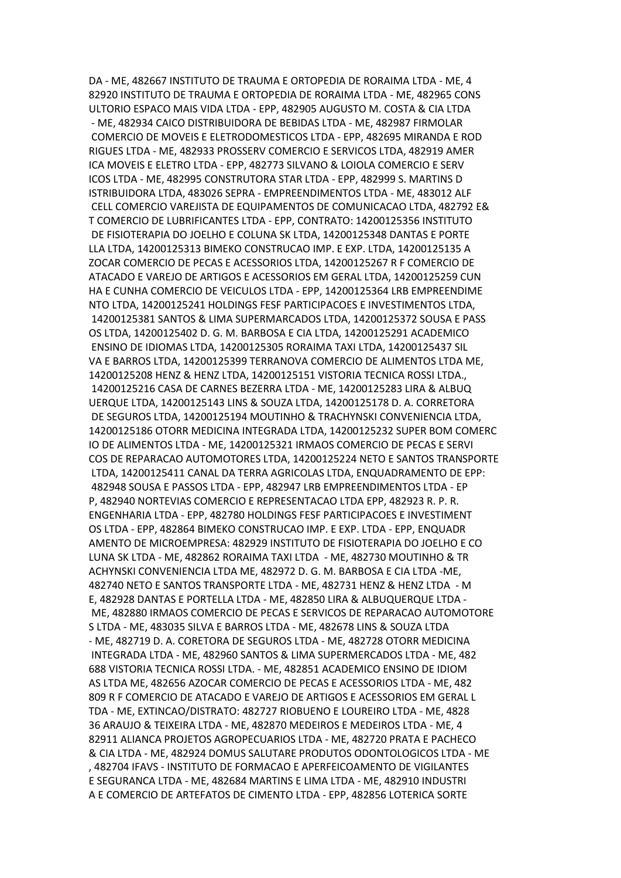DA - ME, 482667 INSTITUTO DE TRAUMA E ORTOPEDIA DE RORAIMA LTDA - ME, 4
82920 INSTITUTO DE TRAUMA E ORTOPEDIA DE RORAIMA LTDA - ME, 482965 CONS
ULTORIO ESPACO MAIS VIDA LTDA - EPP, 482905 AUGUSTO M. COSTA & CIA LTDA
- ME, 482934 CAICO DISTRIBUIDORA DE BEBIDAS LTDA - ME, 482987 FIRMOLAR
COMERCIO DE MOVEIS E ELETRODOMESTICOS LTDA - EPP, 482695 MIRANDA E ROD
RIGUES LTDA - ME, 482933 PROSSERV COMERCIO E SERVICOS LTDA, 482919 AMER
ICA MOVEIS E ELETRO LTDA - EPP, 482773 SILVANO & LOIOLA COMERCIO E SERV
ICOS LTDA - ME, 482995 CONSTRUTORA STAR LTDA - EPP, 482999 S. MARTINS D
ISTRIBUIDORA LTDA, 483026 SEPRA - EMPREENDIMENTOS LTDA - ME, 483012 ALF
CELL COMERCIO VAREJISTA DE EQUIPAMENTOS DE COMUNICACAO LTDA, 482792 E&
T COMERCIO DE LUBRIFICANTES LTDA - EPP, CONTRATO: 14200125356 INSTITUTO
DE FISIOTERAPIA DO JOELHO E COLUNA SK LTDA, 14200125348 DANTAS E PORTE
LLA LTDA, 14200125313 BIMEKO CONSTRUCAO IMP. E EXP. LTDA, 14200125135 A
ZOCAR COMERCIO DE PECAS E ACESSORIOS LTDA, 14200125267 R F COMERCIO DE
ATACADO E VAREJO DE ARTIGOS E ACESSORIOS EM GERAL LTDA, 14200125259 CUN
HA E CUNHA COMERCIO DE VEICULOS LTDA - EPP, 14200125364 LRB EMPREENDIME
NTO LTDA, 14200125241 HOLDINGS FESF PARTICIPACOES E INVESTIMENTOS LTDA,
14200125381 SANTOS & LIMA SUPERMARCADOS LTDA, 14200125372 SOUSA E PASS
OS LTDA, 14200125402 D. G. M. BARBOSA E CIA LTDA, 14200125291 ACADEMICO
ENSINO DE IDIOMAS LTDA, 14200125305 RORAIMA TAXI LTDA, 14200125437 SIL
VA E BARROS LTDA, 14200125399 TERRANOVA COMERCIO DE ALIMENTOS LTDA ME,
14200125208 HENZ & HENZ LTDA, 14200125151 VISTORIA TECNICA ROSSI LTDA.,
14200125216 CASA DE CARNES BEZERRA LTDA - ME, 14200125283 LIRA & ALBUQ
UERQUE LTDA, 14200125143 LINS & SOUZA LTDA, 14200125178 D. A. CORRETORA
DE SEGUROS LTDA, 14200125194 MOUTINHO & TRACHYNSKI CONVENIENCIA LTDA,
14200125186 OTORR MEDICINA INTEGRADA LTDA, 14200125232 SUPER BOM COMERC
IO DE ALIMENTOS LTDA - ME, 14200125321 IRMAOS COMERCIO DE PECAS E SERVI
COS DE REPARACAO AUTOMOTORES LTDA, 14200125224 NETO E SANTOS TRANSPORTE
LTDA, 14200125411 CANAL DA TERRA AGRICOLAS LTDA, ENQUADRAMENTO DE EPP:
482948 SOUSA E PASSOS LTDA - EPP, 482947 LRB EMPREENDIMENTOS LTDA - EP
P, 482940 NORTEVIAS COMERCIO E REPRESENTACAO LTDA EPP, 482923 R. P. R.
ENGENHARIA LTDA - EPP, 482780 HOLDINGS FESF PARTICIPACOES E INVESTIMENT
OS LTDA - EPP, 482864 BIMEKO CONSTRUCAO IMP. E EXP. LTDA - EPP, ENQUADR
AMENTO DE MICROEMPRESA: 482929 INSTITUTO DE FISIOTERAPIA DO JOELHO E CO
LUNA SK LTDA - ME, 482862 RORAIMA TAXI LTDA - ME, 482730 MOUTINHO & TR
ACHYNSKI CONVENIENCIA LTDA ME, 482972 D. G. M. BARBOSA E CIA LTDA -ME,
482740 NETO E SANTOS TRANSPORTE LTDA - ME, 482731 HENZ & HENZ LTDA - M
E, 482928 DANTAS E PORTELLA LTDA - ME, 482850 LIRA & ALBUQUERQUE LTDA -
ME, 482880 IRMAOS COMERCIO DE PECAS E SERVICOS DE REPARACAO AUTOMOTORE
S LTDA - ME, 483035 SILVA E BARROS LTDA - ME, 482678 LINS & SOUZA LTDA
- ME, 482719 D. A. CORETORA DE SEGUROS LTDA - ME, 482728 OTORR MEDICINA
INTEGRADA LTDA - ME, 482960 SANTOS & LIMA SUPERMERCADOS LTDA - ME, 482
688 VISTORIA TECNICA ROSSI LTDA. - ME, 482851 ACADEMICO ENSINO DE IDIOM
AS LTDA ME, 482656 AZOCAR COMERCIO DE PECAS E ACESSORIOS LTDA - ME, 482
809 R F COMERCIO DE ATACADO E VAREJO DE ARTIGOS E ACESSORIOS EM GERAL L
TDA - ME, EXTINCAO/DISTRATO: 482727 RIOBUENO E LOUREIRO LTDA - ME, 4828
36 ARAUJO & TEIXEIRA LTDA - ME, 482870 MEDEIROS E MEDEIROS LTDA - ME, 4
82911 ALIANCA PROJETOS AGROPECUARIOS LTDA - ME, 482720 PRATA E PACHECO
& CIA LTDA - ME, 482924 DOMUS SALUTARE PRODUTOS ODONTOLOGICOS LTDA - ME
, 482704 IFAVS - INSTITUTO DE FORMACAO E APERFEICOAMENTO DE VIGILANTES
E SEGURANCA LTDA - ME, 482684 MARTINS E LIMA LTDA - ME, 482910 INDUSTRI
A E COMERCIO DE ARTEFATOS DE CIMENTO LTDA - EPP, 482856 LOTERICA SORTE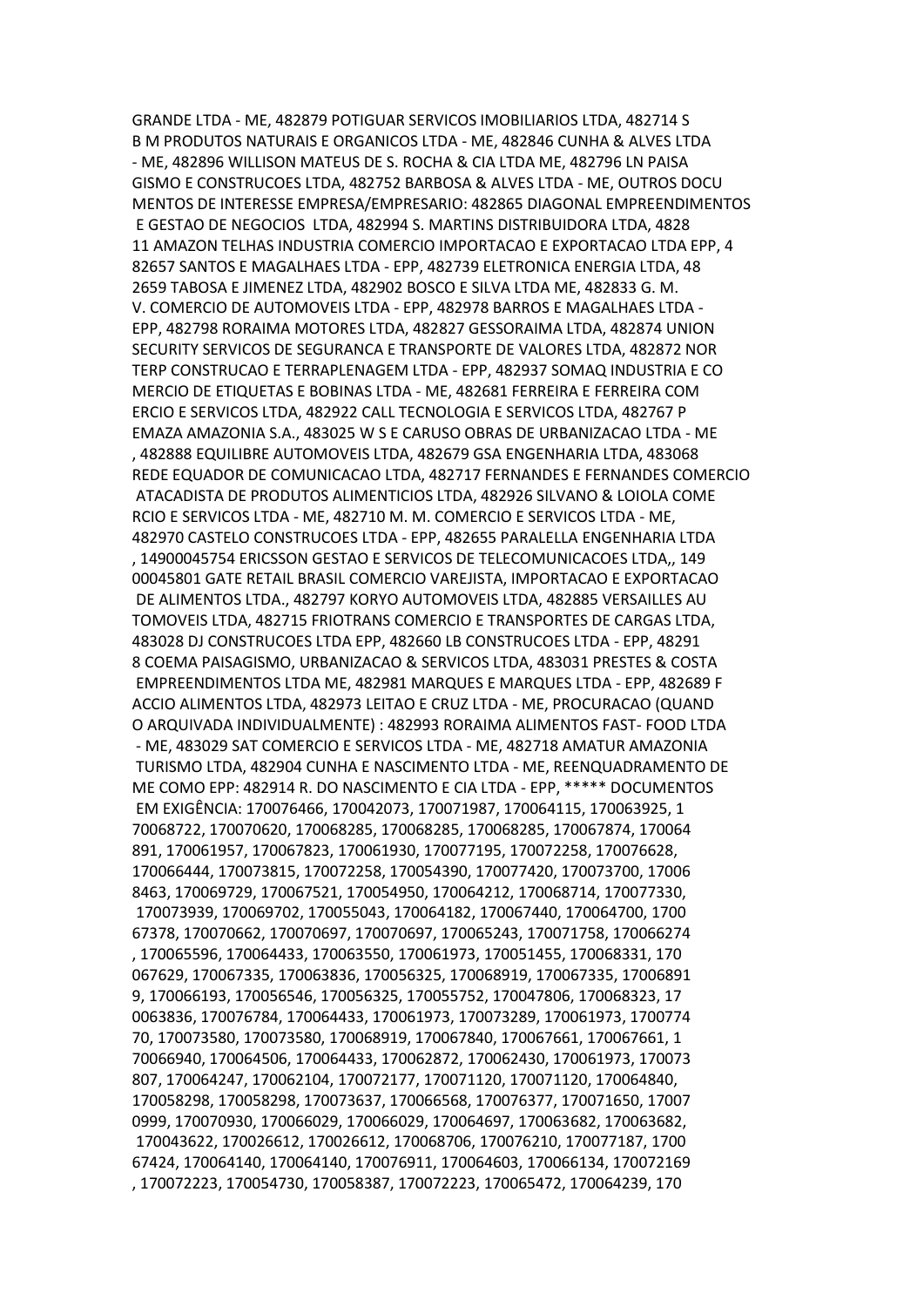GRANDE LTDA - ME, 482879 POTIGUAR SERVICOS IMOBILIARIOS LTDA, 482714 S B M PRODUTOS NATURAIS E ORGANICOS LTDA - ME, 482846 CUNHA & ALVES LTDA - ME, 482896 WILLISON MATEUS DE S. ROCHA & CIA LTDA ME, 482796 LN PAISA GISMO E CONSTRUCOES LTDA, 482752 BARBOSA & ALVES LTDA - ME, OUTROS DOCU MENTOS DE INTERESSE EMPRESA/EMPRESARIO: 482865 DIAGONAL EMPREENDIMENTOS E GESTAO DE NEGOCIOS LTDA, 482994 S. MARTINS DISTRIBUIDORA LTDA, 4828 11 AMAZON TELHAS INDUSTRIA COMERCIO IMPORTACAO E EXPORTACAO LTDA EPP, 4 82657 SANTOS E MAGALHAES LTDA - EPP, 482739 ELETRONICA ENERGIA LTDA, 48 2659 TABOSA E JIMENEZ LTDA, 482902 BOSCO E SILVA LTDA ME, 482833 G. M. V. COMERCIO DE AUTOMOVEIS LTDA - EPP, 482978 BARROS E MAGALHAES LTDA - EPP, 482798 RORAIMA MOTORES LTDA, 482827 GESSORAIMA LTDA, 482874 UNION SECURITY SERVICOS DE SEGURANCA E TRANSPORTE DE VALORES LTDA, 482872 NOR TERP CONSTRUCAO E TERRAPLENAGEM LTDA - EPP, 482937 SOMAQ INDUSTRIA E CO MERCIO DE ETIQUETAS E BOBINAS LTDA - ME, 482681 FERREIRA E FERREIRA COM ERCIO E SERVICOS LTDA, 482922 CALL TECNOLOGIA E SERVICOS LTDA, 482767 P EMAZA AMAZONIA S.A., 483025 W S E CARUSO OBRAS DE URBANIZACAO LTDA - ME , 482888 EQUILIBRE AUTOMOVEIS LTDA, 482679 GSA ENGENHARIA LTDA, 483068 REDE EQUADOR DE COMUNICACAO LTDA, 482717 FERNANDES E FERNANDES COMERCIO ATACADISTA DE PRODUTOS ALIMENTICIOS LTDA, 482926 SILVANO & LOIOLA COME RCIO E SERVICOS LTDA - ME, 482710 M. M. COMERCIO E SERVICOS LTDA - ME, 482970 CASTELO CONSTRUCOES LTDA - EPP, 482655 PARALELLA ENGENHARIA LTDA , 14900045754 ERICSSON GESTAO E SERVICOS DE TELECOMUNICACOES LTDA,, 149 00045801 GATE RETAIL BRASIL COMERCIO VAREJISTA, IMPORTACAO E EXPORTACAO DE ALIMENTOS LTDA., 482797 KORYO AUTOMOVEIS LTDA, 482885 VERSAILLES AU TOMOVEIS LTDA, 482715 FRIOTRANS COMERCIO E TRANSPORTES DE CARGAS LTDA, 483028 DJ CONSTRUCOES LTDA EPP, 482660 LB CONSTRUCOES LTDA - EPP, 48291 8 COEMA PAISAGISMO, URBANIZACAO & SERVICOS LTDA, 483031 PRESTES & COSTA EMPREENDIMENTOS LTDA ME, 482981 MARQUES E MARQUES LTDA - EPP, 482689 F ACCIO ALIMENTOS LTDA, 482973 LEITAO E CRUZ LTDA - ME, PROCURACAO (QUAND O ARQUIVADA INDIVIDUALMENTE) : 482993 RORAIMA ALIMENTOS FAST- FOOD LTDA - ME, 483029 SAT COMERCIO E SERVICOS LTDA - ME, 482718 AMATUR AMAZONIA TURISMO LTDA, 482904 CUNHA E NASCIMENTO LTDA - ME, REENQUADRAMENTO DE ME COMO EPP: 482914 R. DO NASCIMENTO E CIA LTDA - EPP, ***** DOCUMENTOS EM EXIGÊNCIA: 170076466, 170042073, 170071987, 170064115, 170063925, 1 70068722, 170070620, 170068285, 170068285, 170068285, 170067874, 170064 891, 170061957, 170067823, 170061930, 170077195, 170072258, 170076628, 170066444, 170073815, 170072258, 170054390, 170077420, 170073700, 17006 8463, 170069729, 170067521, 170054950, 170064212, 170068714, 170077330, 170073939, 170069702, 170055043, 170064182, 170067440, 170064700, 1700 67378, 170070662, 170070697, 170070697, 170065243, 170071758, 170066274 , 170065596, 170064433, 170063550, 170061973, 170051455, 170068331, 170 067629, 170067335, 170063836, 170056325, 170068919, 170067335, 17006891 9, 170066193, 170056546, 170056325, 170055752, 170047806, 170068323, 17 0063836, 170076784, 170064433, 170061973, 170073289, 170061973, 1700774 70, 170073580, 170073580, 170068919, 170067840, 170067661, 170067661, 1 70066940, 170064506, 170064433, 170062872, 170062430, 170061973, 170073 807, 170064247, 170062104, 170072177, 170071120, 170071120, 170064840, 170058298, 170058298, 170073637, 170066568, 170076377, 170071650, 17007 0999, 170070930, 170066029, 170066029, 170064697, 170063682, 170063682, 170043622, 170026612, 170026612, 170068706, 170076210, 170077187, 1700 67424, 170064140, 170064140, 170076911, 170064603, 170066134, 170072169 , 170072223, 170054730, 170058387, 170072223, 170065472, 170064239, 170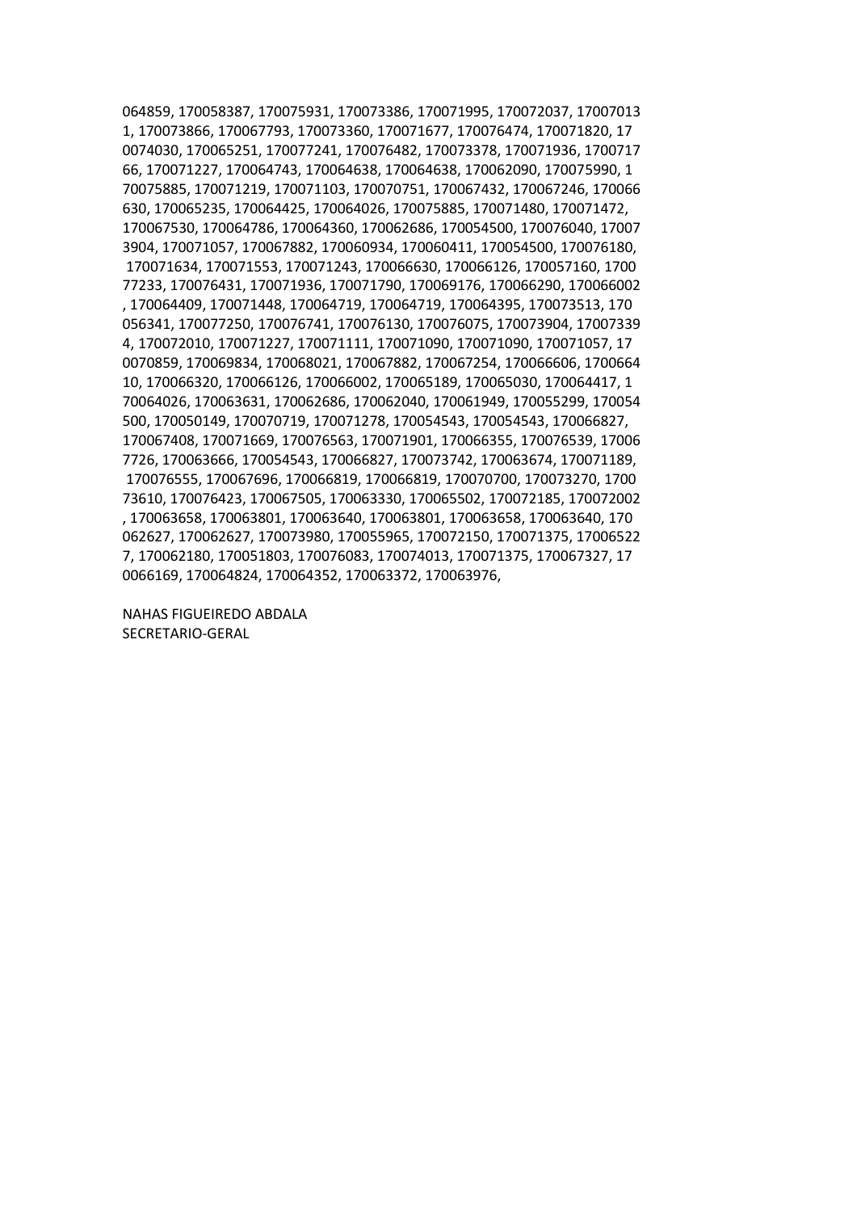064859, 170058387, 170075931, 170073386, 170071995, 170072037, 17007013 1, 170073866, 170067793, 170073360, 170071677, 170076474, 170071820, 17 0074030, 170065251, 170077241, 170076482, 170073378, 170071936, 1700717 66, 170071227, 170064743, 170064638, 170064638, 170062090, 170075990, 1 70075885, 170071219, 170071103, 170070751, 170067432, 170067246, 170066 630, 170065235, 170064425, 170064026, 170075885, 170071480, 170071472, 170067530, 170064786, 170064360, 170062686, 170054500, 170076040, 17007 3904, 170071057, 170067882, 170060934, 170060411, 170054500, 170076180, 170071634, 170071553, 170071243, 170066630, 170066126, 170057160, 1700 77233, 170076431, 170071936, 170071790, 170069176, 170066290, 170066002 , 170064409, 170071448, 170064719, 170064719, 170064395, 170073513, 170 056341, 170077250, 170076741, 170076130, 170076075, 170073904, 17007339 4, 170072010, 170071227, 170071111, 170071090, 170071090, 170071057, 17 0070859, 170069834, 170068021, 170067882, 170067254, 170066606, 1700664 10, 170066320, 170066126, 170066002, 170065189, 170065030, 170064417, 1 70064026, 170063631, 170062686, 170062040, 170061949, 170055299, 170054 500, 170050149, 170070719, 170071278, 170054543, 170054543, 170066827, 170067408, 170071669, 170076563, 170071901, 170066355, 170076539, 17006 7726, 170063666, 170054543, 170066827, 170073742, 170063674, 170071189, 170076555, 170067696, 170066819, 170066819, 170070700, 170073270, 1700 73610, 170076423, 170067505, 170063330, 170065502, 170072185, 170072002 , 170063658, 170063801, 170063640, 170063801, 170063658, 170063640, 170 062627, 170062627, 170073980, 170055965, 170072150, 170071375, 17006522 7, 170062180, 170051803, 170076083, 170074013, 170071375, 170067327, 17 0066169, 170064824, 170064352, 170063372, 170063976,

NAHAS FIGUEIREDO ABDALA
SECRETARIO-GERAL